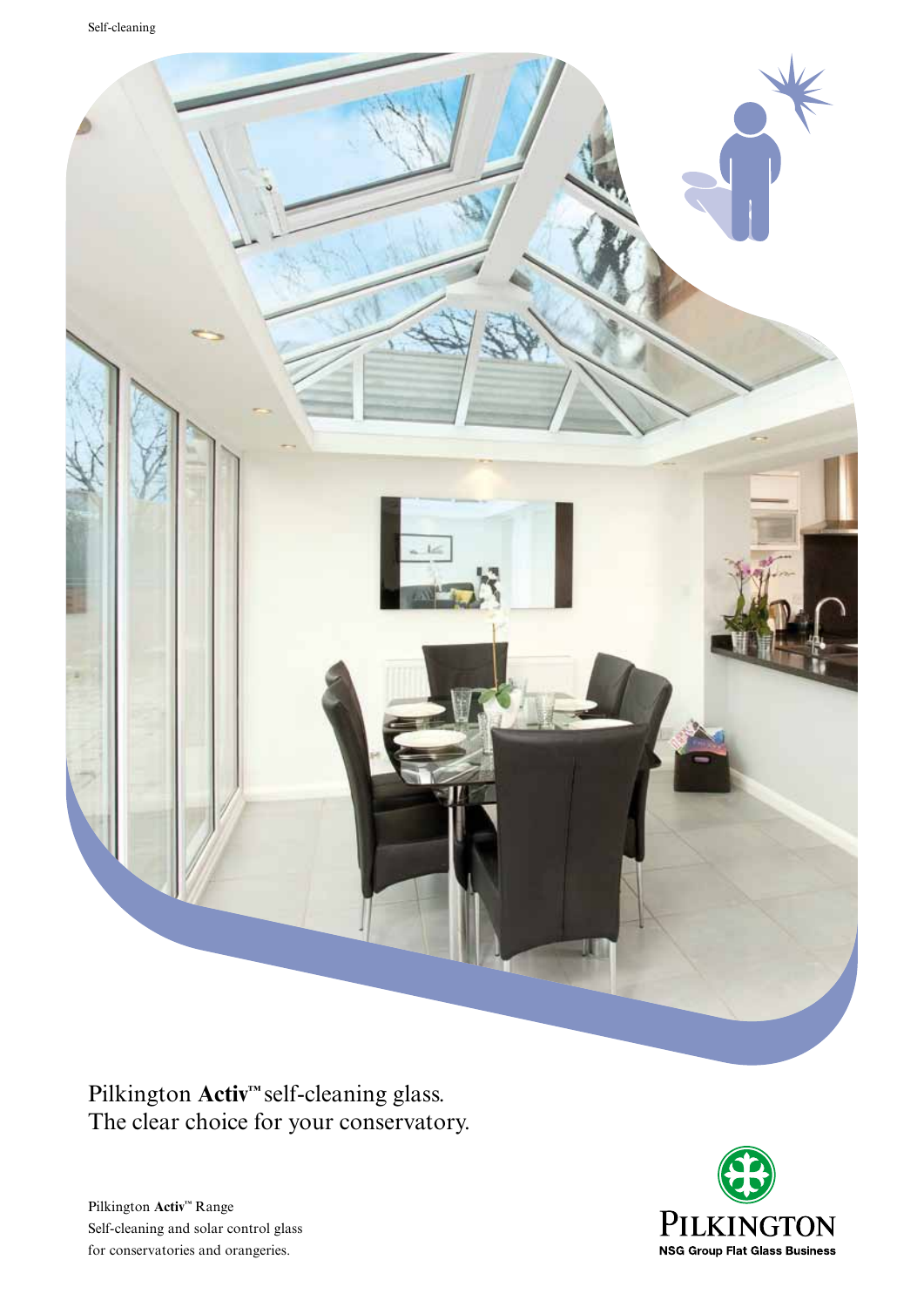Self-cleaning

# Pilkington **Activ**™ self-cleaning glass. The clear choice for your conservatory.

Pilkington **Activ**™ Range
Self-cleaning and solar control glass
for conservatories and orangeries.

PILKINGTON
NSG Group Flat Glass Business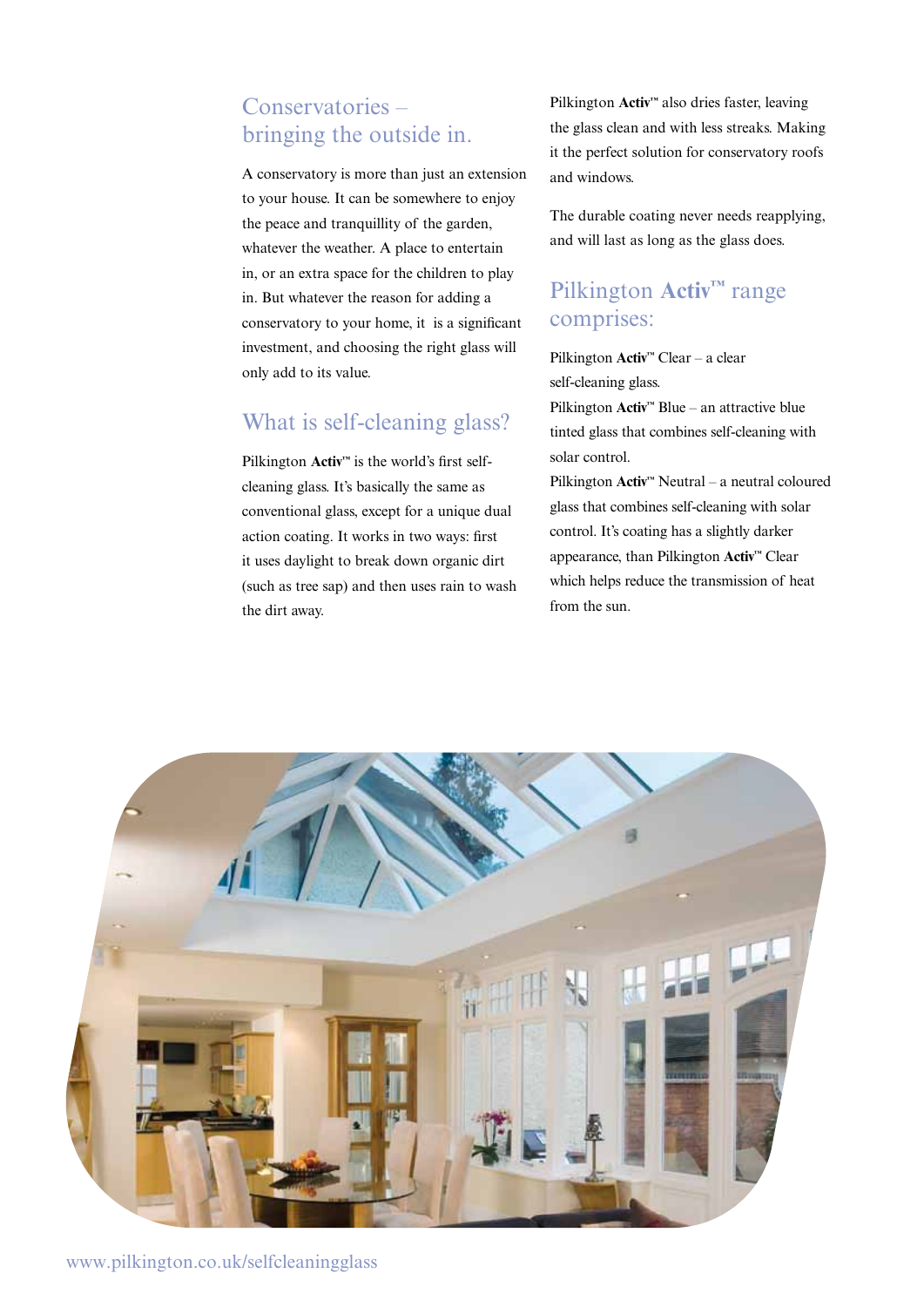## Conservatories – bringing the outside in.

A conservatory is more than just an extension to your house. It can be somewhere to enjoy the peace and tranquillity of the garden, whatever the weather. A place to entertain in, or an extra space for the children to play in. But whatever the reason for adding a conservatory to your home, it is a significant investment, and choosing the right glass will only add to its value.

## What is self-cleaning glass?

Pilkington **Activ**™ is the world's first self-cleaning glass. It's basically the same as conventional glass, except for a unique dual action coating. It works in two ways: first it uses daylight to break down organic dirt (such as tree sap) and then uses rain to wash the dirt away.

Pilkington **Activ**™ also dries faster, leaving the glass clean and with less streaks. Making it the perfect solution for conservatory roofs and windows.

The durable coating never needs reapplying, and will last as long as the glass does.

## Pilkington **Activ**™ range comprises:

Pilkington **Activ**™ Clear – a clear self-cleaning glass.

Pilkington **Activ**™ Blue – an attractive blue tinted glass that combines self-cleaning with solar control.

Pilkington **Activ**™ Neutral – a neutral coloured glass that combines self-cleaning with solar control. It's coating has a slightly darker appearance, than Pilkington **Activ**™ Clear which helps reduce the transmission of heat from the sun.

www.pilkington.co.uk/selfcleaningglass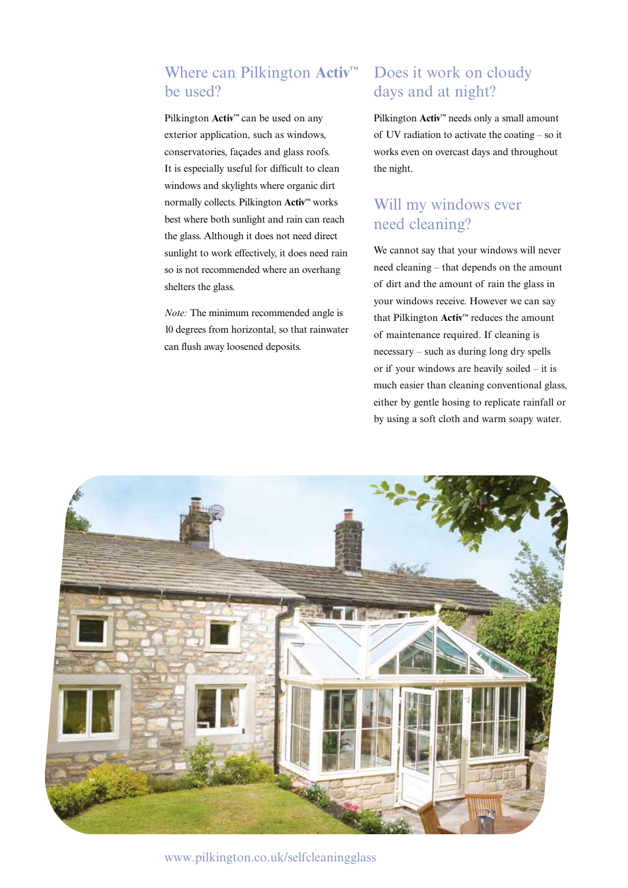## Where can Pilkington **Activ**™ be used?

Pilkington **Activ**™ can be used on any exterior application, such as windows, conservatories, façades and glass roofs. It is especially useful for difficult to clean windows and skylights where organic dirt normally collects. Pilkington **Activ**™ works best where both sunlight and rain can reach the glass. Although it does not need direct sunlight to work effectively, it does need rain so is not recommended where an overhang shelters the glass.

*Note:* The minimum recommended angle is 10 degrees from horizontal, so that rainwater can flush away loosened deposits.

## Does it work on cloudy days and at night?

Pilkington **Activ**™ needs only a small amount of UV radiation to activate the coating – so it works even on overcast days and throughout the night.

## Will my windows ever need cleaning?

We cannot say that your windows will never need cleaning – that depends on the amount of dirt and the amount of rain the glass in your windows receive. However we can say that Pilkington **Activ**™ reduces the amount of maintenance required. If cleaning is necessary – such as during long dry spells or if your windows are heavily soiled – it is much easier than cleaning conventional glass, either by gentle hosing to replicate rainfall or by using a soft cloth and warm soapy water.

www.pilkington.co.uk/selfcleaningglass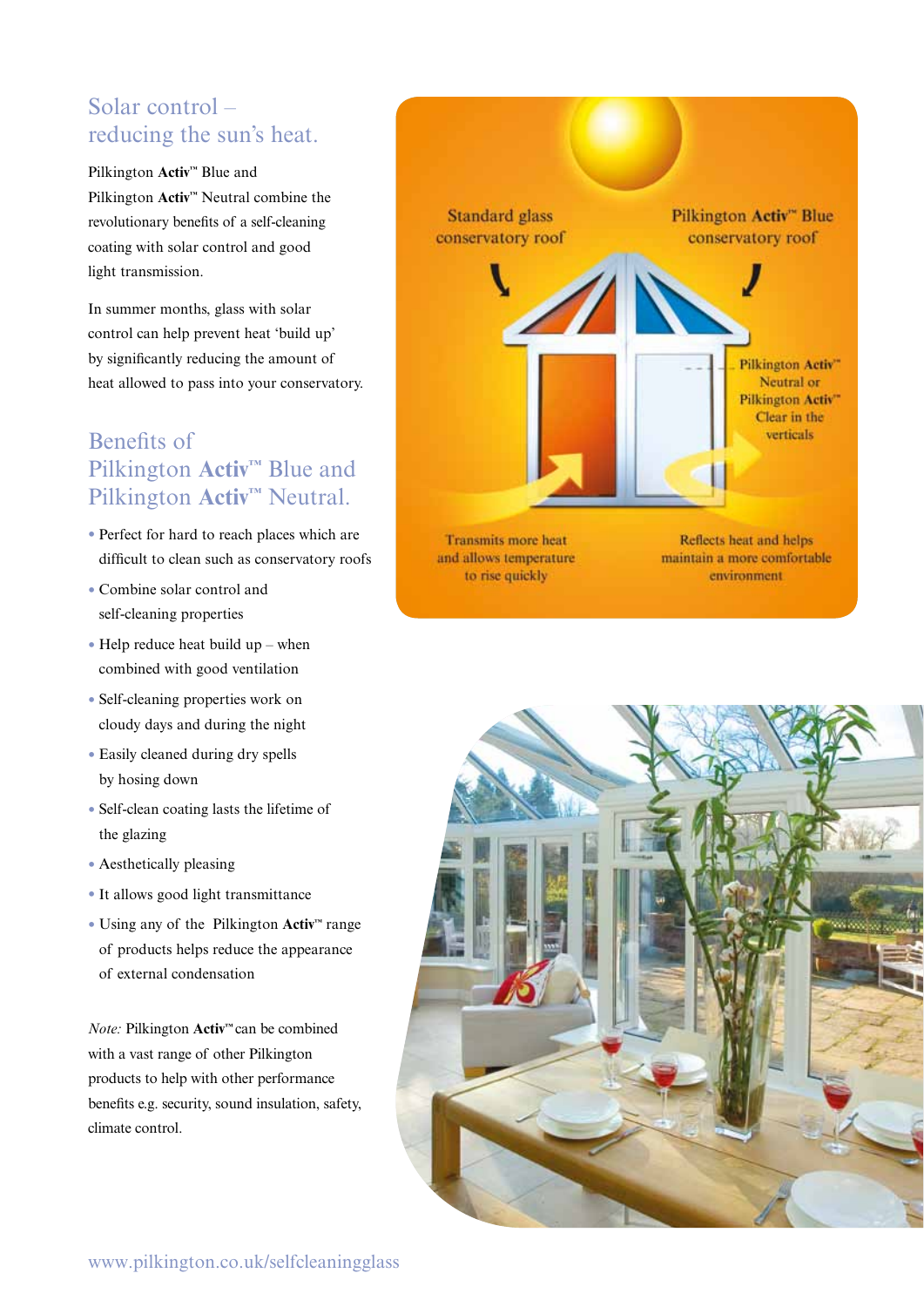## Solar control – reducing the sun's heat.

Pilkington **Activ**™ Blue and Pilkington **Activ**™ Neutral combine the revolutionary benefits of a self-cleaning coating with solar control and good light transmission.

In summer months, glass with solar control can help prevent heat 'build up' by significantly reducing the amount of heat allowed to pass into your conservatory.

## Benefits of Pilkington Activ™ Blue and Pilkington Activ™ Neutral.

- Perfect for hard to reach places which are difficult to clean such as conservatory roofs
- Combine solar control and self-cleaning properties
- Help reduce heat build up – when combined with good ventilation
- Self-cleaning properties work on cloudy days and during the night
- Easily cleaned during dry spells by hosing down
- Self-clean coating lasts the lifetime of the glazing
- Aesthetically pleasing
- It allows good light transmittance
- Using any of the Pilkington **Activ**™ range of products helps reduce the appearance of external condensation

*Note:* Pilkington **Activ**™ can be combined with a vast range of other Pilkington products to help with other performance benefits e.g. security, sound insulation, safety, climate control.

Standard glass conservatory roof

Pilkington **Activ**™ Blue conservatory roof

Pilkington **Activ**™ Neutral or Pilkington **Activ**™ Clear in the verticals

Transmits more heat and allows temperature to rise quickly

Reflects heat and helps maintain a more comfortable environment

www.pilkington.co.uk/selfcleaningglass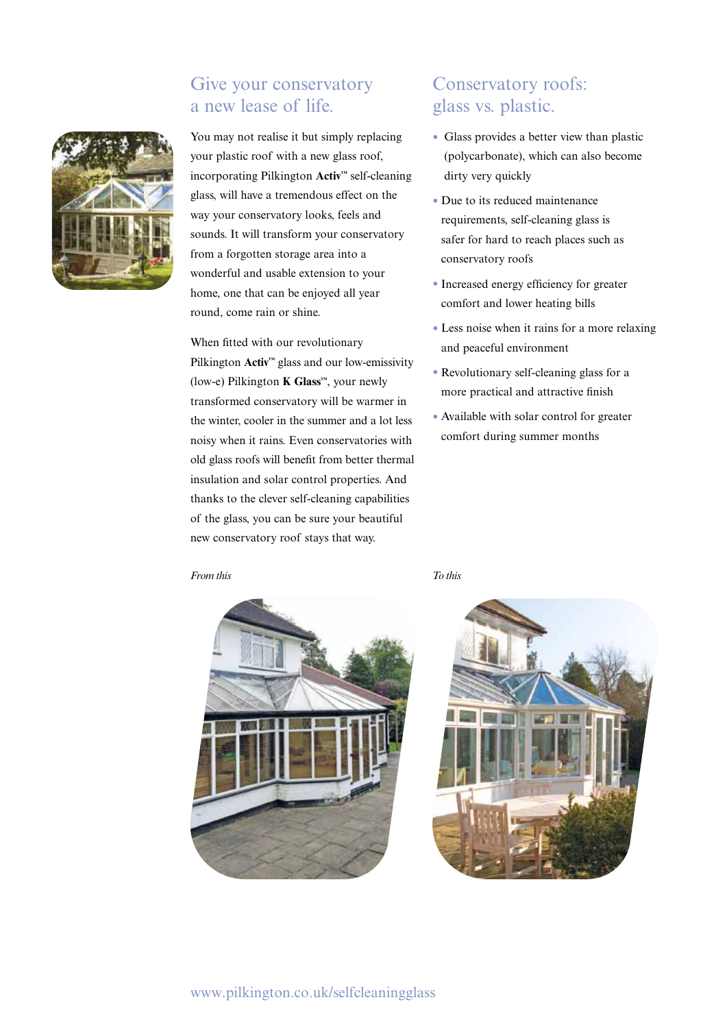## Give your conservatory a new lease of life.

You may not realise it but simply replacing your plastic roof with a new glass roof, incorporating Pilkington **Activ**™ self-cleaning glass, will have a tremendous effect on the way your conservatory looks, feels and sounds. It will transform your conservatory from a forgotten storage area into a wonderful and usable extension to your home, one that can be enjoyed all year round, come rain or shine.

When fitted with our revolutionary Pilkington **Activ**™ glass and our low-emissivity (low-e) Pilkington **K Glass**™, your newly transformed conservatory will be warmer in the winter, cooler in the summer and a lot less noisy when it rains. Even conservatories with old glass roofs will benefit from better thermal insulation and solar control properties. And thanks to the clever self-cleaning capabilities of the glass, you can be sure your beautiful new conservatory roof stays that way.

## Conservatory roofs: glass vs. plastic.

- Glass provides a better view than plastic (polycarbonate), which can also become dirty very quickly
- Due to its reduced maintenance requirements, self-cleaning glass is safer for hard to reach places such as conservatory roofs
- Increased energy efficiency for greater comfort and lower heating bills
- Less noise when it rains for a more relaxing and peaceful environment
- Revolutionary self-cleaning glass for a more practical and attractive finish
- Available with solar control for greater comfort during summer months

*From this*

*To this*

www.pilkington.co.uk/selfcleaningglass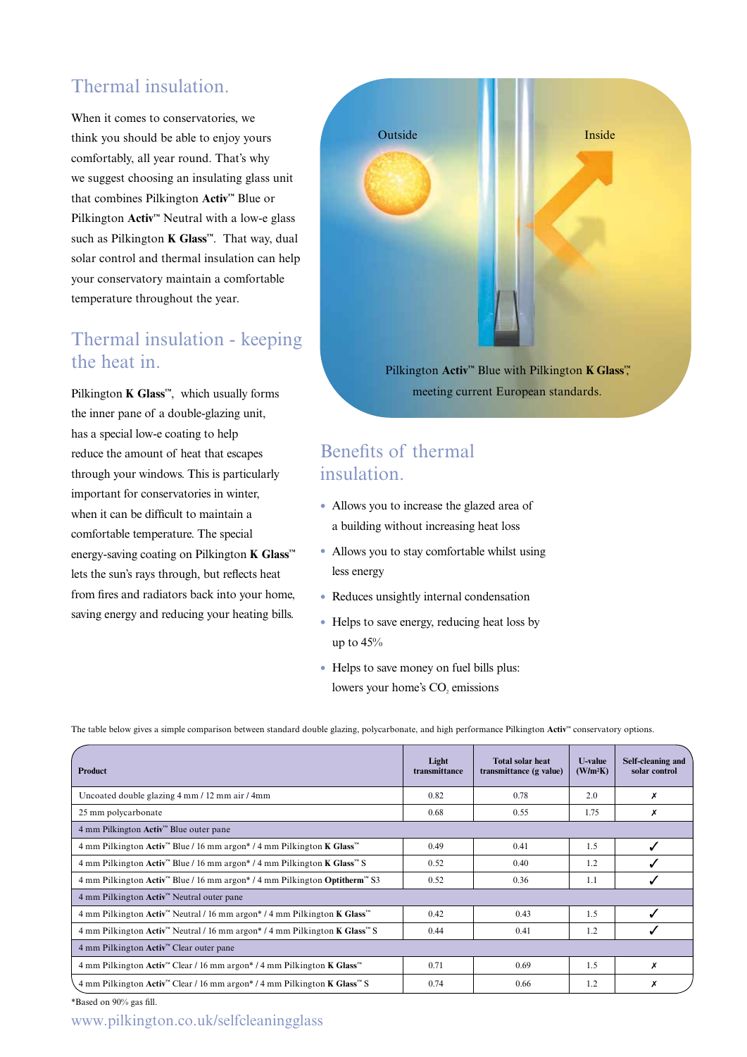## Thermal insulation.

When it comes to conservatories, we think you should be able to enjoy yours comfortably, all year round. That's why we suggest choosing an insulating glass unit that combines Pilkington **Activ**™ Blue or Pilkington **Activ**™ Neutral with a low-e glass such as Pilkington **K Glass**™. That way, dual solar control and thermal insulation can help your conservatory maintain a comfortable temperature throughout the year.

## Thermal insulation - keeping the heat in.

Pilkington **K Glass**™, which usually forms the inner pane of a double-glazing unit, has a special low-e coating to help reduce the amount of heat that escapes through your windows. This is particularly important for conservatories in winter, when it can be difficult to maintain a comfortable temperature. The special energy-saving coating on Pilkington **K Glass**™ lets the sun's rays through, but reflects heat from fires and radiators back into your home, saving energy and reducing your heating bills.

Outside

Inside

Pilkington **Activ**™ Blue with Pilkington **K Glass**™, meeting current European standards.

## Benefits of thermal insulation.

- Allows you to increase the glazed area of a building without increasing heat loss
- Allows you to stay comfortable whilst using less energy
- Reduces unsightly internal condensation
- Helps to save energy, reducing heat loss by up to 45%
- Helps to save money on fuel bills plus: lowers your home's $CO_2$ emissions

The table below gives a simple comparison between standard double glazing, polycarbonate, and high performance Pilkington **Activ**™ conservatory options.

| Product | Light transmittance | Total solar heat transmittance (g value) | U-value (W/m²K) | Self-cleaning and solar control |
|---|---|---|---|---|
| Uncoated double glazing 4 mm / 12 mm air / 4mm | 0.82 | 0.78 | 2.0 | ✗ |
| 25 mm polycarbonate | 0.68 | 0.55 | 1.75 | ✗ |
| 4 mm Pilkington **Activ**™ Blue outer pane | | | | |
| 4 mm Pilkington **Activ**™ Blue / 16 mm argon* / 4 mm Pilkington **K Glass**™ | 0.49 | 0.41 | 1.5 | ✓ |
| 4 mm Pilkington **Activ**™ Blue / 16 mm argon* / 4 mm Pilkington **K Glass**™ S | 0.52 | 0.40 | 1.2 | ✓ |
| 4 mm Pilkington **Activ**™ Blue / 16 mm argon* / 4 mm Pilkington **Optitherm**™ S3 | 0.52 | 0.36 | 1.1 | ✓ |
| 4 mm Pilkington **Activ**™ Neutral outer pane | | | | |
| 4 mm Pilkington **Activ**™ Neutral / 16 mm argon* / 4 mm Pilkington **K Glass**™ | 0.42 | 0.43 | 1.5 | ✓ |
| 4 mm Pilkington **Activ**™ Neutral / 16 mm argon* / 4 mm Pilkington **K Glass**™ S | 0.44 | 0.41 | 1.2 | ✓ |
| 4 mm Pilkington **Activ**™ Clear outer pane | | | | |
| 4 mm Pilkington **Activ**™ Clear / 16 mm argon* / 4 mm Pilkington **K Glass**™ | 0.71 | 0.69 | 1.5 | ✗ |
| 4 mm Pilkington **Activ**™ Clear / 16 mm argon* / 4 mm Pilkington **K Glass**™ S | 0.74 | 0.66 | 1.2 | ✗ |

*Based on 90% gas fill.

www.pilkington.co.uk/selfcleaningglass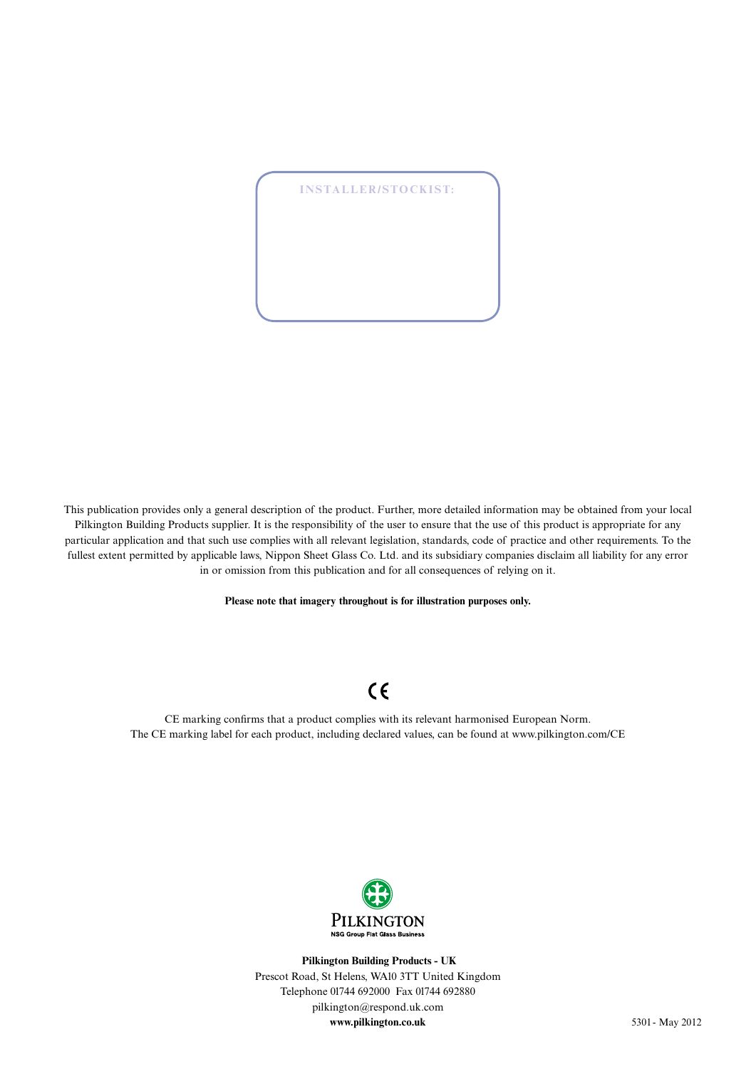INSTALLER/STOCKIST:

This publication provides only a general description of the product. Further, more detailed information may be obtained from your local Pilkington Building Products supplier. It is the responsibility of the user to ensure that the use of this product is appropriate for any particular application and that such use complies with all relevant legislation, standards, code of practice and other requirements. To the fullest extent permitted by applicable laws, Nippon Sheet Glass Co. Ltd. and its subsidiary companies disclaim all liability for any error in or omission from this publication and for all consequences of relying on it.

**Please note that imagery throughout is for illustration purposes only.**

CE

CE marking confirms that a product complies with its relevant harmonised European Norm.
The CE marking label for each product, including declared values, can be found at www.pilkington.com/CE

PILKINGTON
NSG Group Flat Glass Business

**Pilkington Building Products - UK**
Prescot Road, St Helens, WA10 3TT United Kingdom
Telephone 01744 692000 Fax 01744 692880
pilkington@respond.uk.com
**www.pilkington.co.uk**

5301 - May 2012